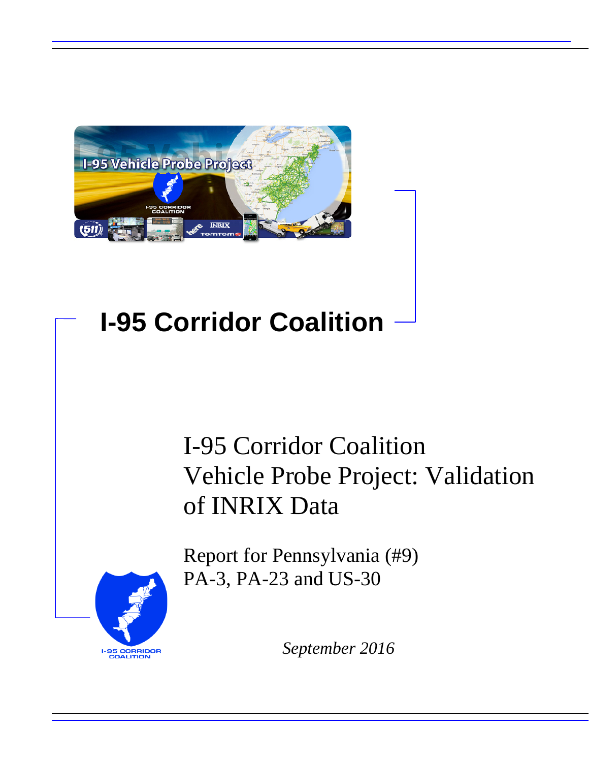# I-95 Corridor Coalition

## I-95 Corridor Coalition Vehicle Probe Project: Validation of INRIX Data

Report for Pennsylvania (#9)
PA-3, PA-23 and US-30

*September 2016*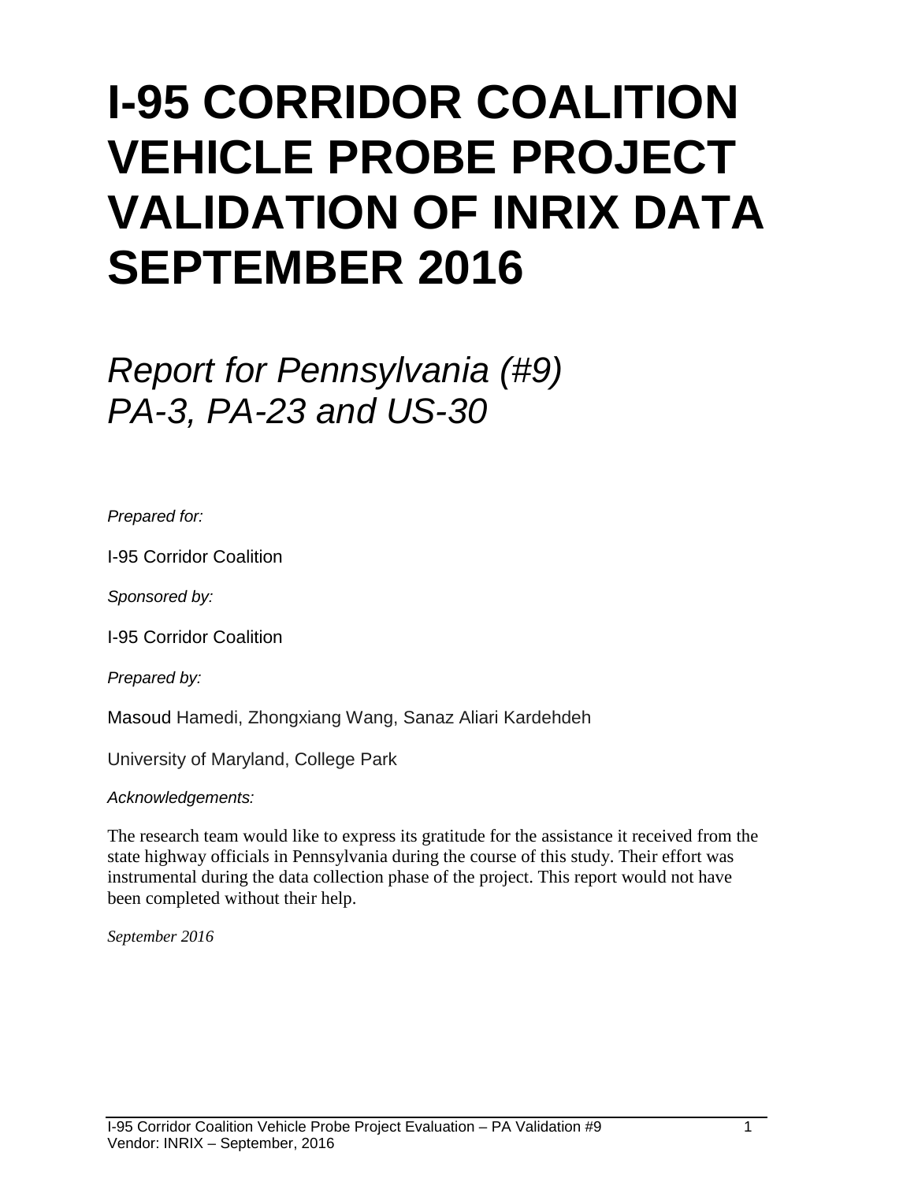# I-95 CORRIDOR COALITION VEHICLE PROBE PROJECT VALIDATION OF INRIX DATA SEPTEMBER 2016

*Report for Pennsylvania (#9)*
*PA-3, PA-23 and US-30*

*Prepared for:*

I-95 Corridor Coalition

*Sponsored by:*

I-95 Corridor Coalition

*Prepared by:*

Masoud Hamedi, Zhongxiang Wang, Sanaz Aliari Kardehdeh

University of Maryland, College Park

*Acknowledgements:*

The research team would like to express its gratitude for the assistance it received from the state highway officials in Pennsylvania during the course of this study. Their effort was instrumental during the data collection phase of the project. This report would not have been completed without their help.

*September 2016*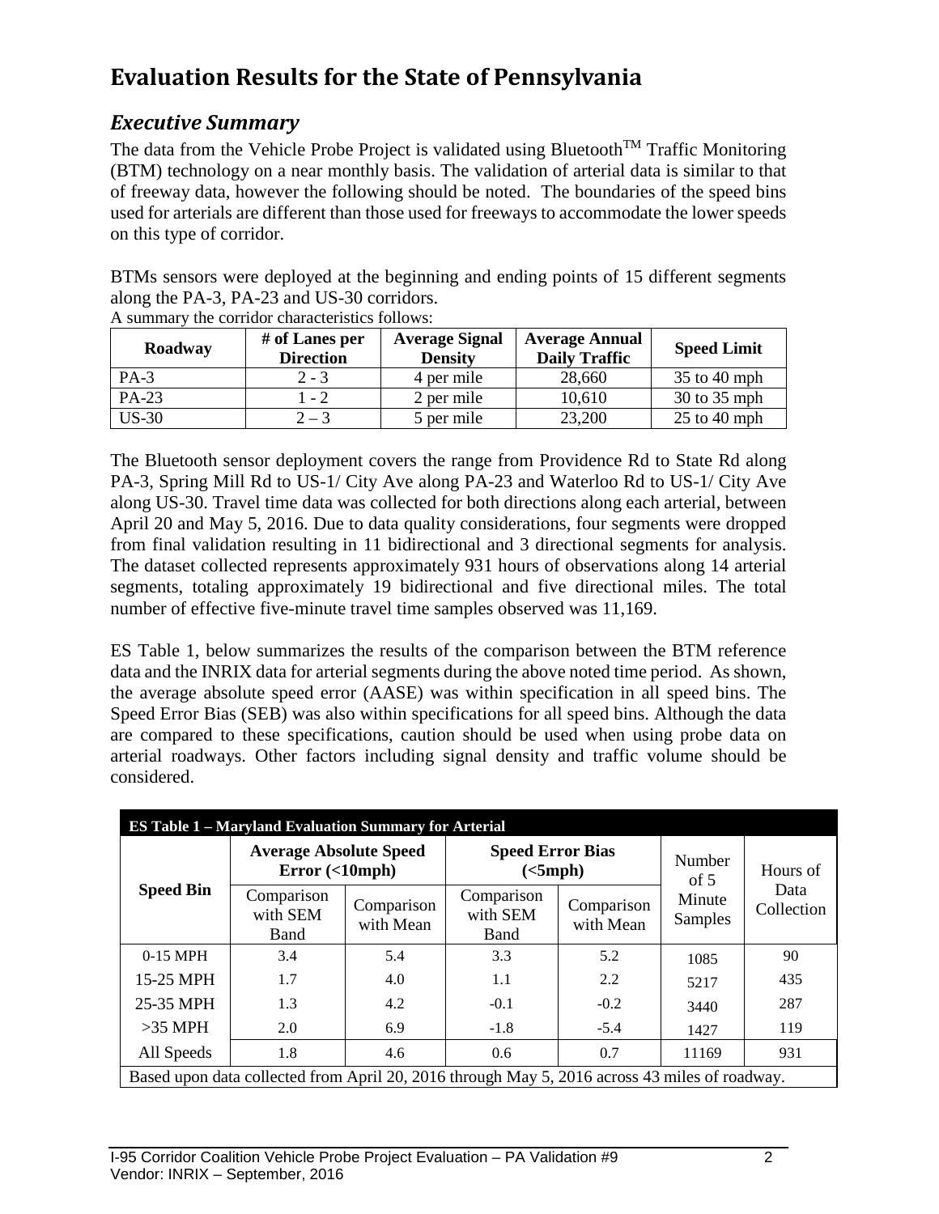# Evaluation Results for the State of Pennsylvania

## *Executive Summary*

The data from the Vehicle Probe Project is validated using Bluetooth™ Traffic Monitoring (BTM) technology on a near monthly basis. The validation of arterial data is similar to that of freeway data, however the following should be noted. The boundaries of the speed bins used for arterials are different than those used for freeways to accommodate the lower speeds on this type of corridor.

BTMs sensors were deployed at the beginning and ending points of 15 different segments along the PA-3, PA-23 and US-30 corridors.

A summary the corridor characteristics follows:

| Roadway | # of Lanes per Direction | Average Signal Density | Average Annual Daily Traffic | Speed Limit |
|---|---|---|---|---|
| PA-3 | 2 - 3 | 4 per mile | 28,660 | 35 to 40 mph |
| PA-23 | 1 - 2 | 2 per mile | 10,610 | 30 to 35 mph |
| US-30 | 2 – 3 | 5 per mile | 23,200 | 25 to 40 mph |

The Bluetooth sensor deployment covers the range from Providence Rd to State Rd along PA-3, Spring Mill Rd to US-1/ City Ave along PA-23 and Waterloo Rd to US-1/ City Ave along US-30. Travel time data was collected for both directions along each arterial, between April 20 and May 5, 2016. Due to data quality considerations, four segments were dropped from final validation resulting in 11 bidirectional and 3 directional segments for analysis. The dataset collected represents approximately 931 hours of observations along 14 arterial segments, totaling approximately 19 bidirectional and five directional miles. The total number of effective five-minute travel time samples observed was 11,169.

ES Table 1, below summarizes the results of the comparison between the BTM reference data and the INRIX data for arterial segments during the above noted time period. As shown, the average absolute speed error (AASE) was within specification in all speed bins. The Speed Error Bias (SEB) was also within specifications for all speed bins. Although the data are compared to these specifications, caution should be used when using probe data on arterial roadways. Other factors including signal density and traffic volume should be considered.

**ES Table 1 – Maryland Evaluation Summary for Arterial**

| Speed Bin | Average Absolute Speed Error (<10mph) | | Speed Error Bias (<5mph) | | Number of 5 Minute Samples | Hours of Data Collection |
|---|---|---|---|---|---|---|
| | Comparison with SEM Band | Comparison with Mean | Comparison with SEM Band | Comparison with Mean | | |
| 0-15 MPH | 3.4 | 5.4 | 3.3 | 5.2 | 1085 | 90 |
| 15-25 MPH | 1.7 | 4.0 | 1.1 | 2.2 | 5217 | 435 |
| 25-35 MPH | 1.3 | 4.2 | -0.1 | -0.2 | 3440 | 287 |
| >35 MPH | 2.0 | 6.9 | -1.8 | -5.4 | 1427 | 119 |
| All Speeds | 1.8 | 4.6 | 0.6 | 0.7 | 11169 | 931 |

Based upon data collected from April 20, 2016 through May 5, 2016 across 43 miles of roadway.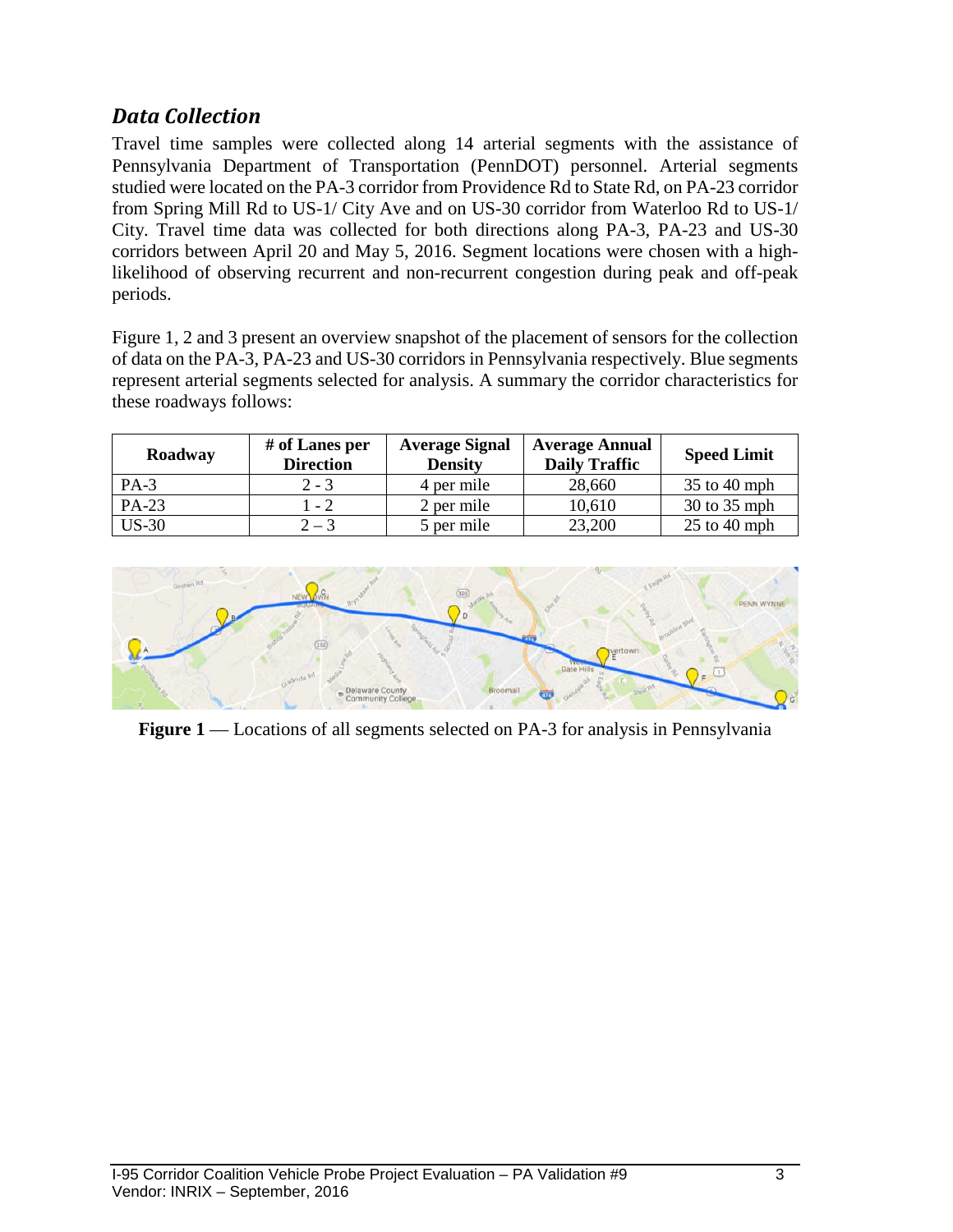## *Data Collection*

Travel time samples were collected along 14 arterial segments with the assistance of Pennsylvania Department of Transportation (PennDOT) personnel. Arterial segments studied were located on the PA-3 corridor from Providence Rd to State Rd, on PA-23 corridor from Spring Mill Rd to US-1/ City Ave and on US-30 corridor from Waterloo Rd to US-1/ City. Travel time data was collected for both directions along PA-3, PA-23 and US-30 corridors between April 20 and May 5, 2016. Segment locations were chosen with a high-likelihood of observing recurrent and non-recurrent congestion during peak and off-peak periods.

Figure 1, 2 and 3 present an overview snapshot of the placement of sensors for the collection of data on the PA-3, PA-23 and US-30 corridors in Pennsylvania respectively. Blue segments represent arterial segments selected for analysis. A summary the corridor characteristics for these roadways follows:

| Roadway | # of Lanes per Direction | Average Signal Density | Average Annual Daily Traffic | Speed Limit |
|---|---|---|---|---|
| PA-3 | 2 - 3 | 4 per mile | 28,660 | 35 to 40 mph |
| PA-23 | 1 - 2 | 2 per mile | 10,610 | 30 to 35 mph |
| US-30 | 2 – 3 | 5 per mile | 23,200 | 25 to 40 mph |

**Figure 1** — Locations of all segments selected on PA-3 for analysis in Pennsylvania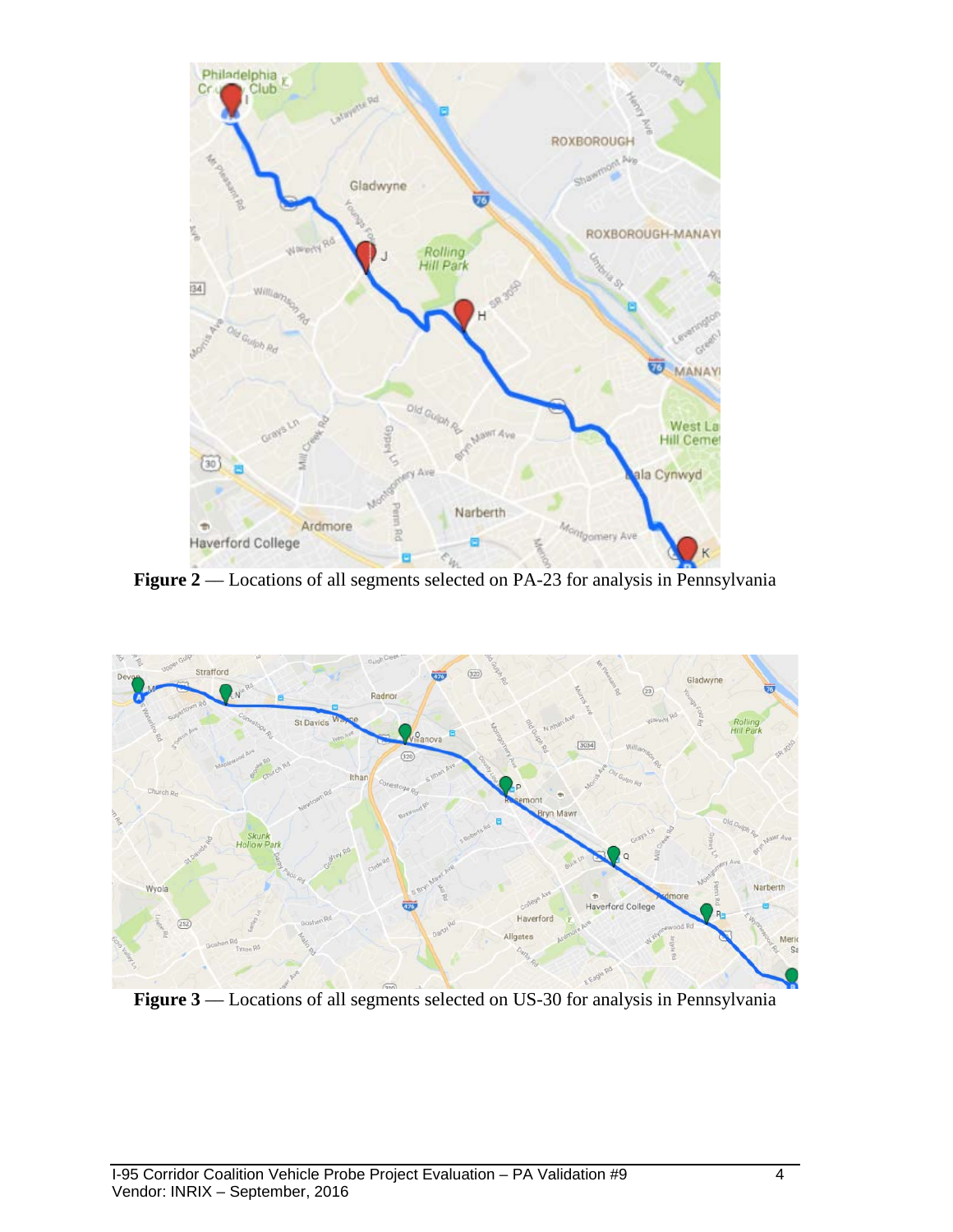**Figure 2** — Locations of all segments selected on PA-23 for analysis in Pennsylvania

**Figure 3** — Locations of all segments selected on US-30 for analysis in Pennsylvania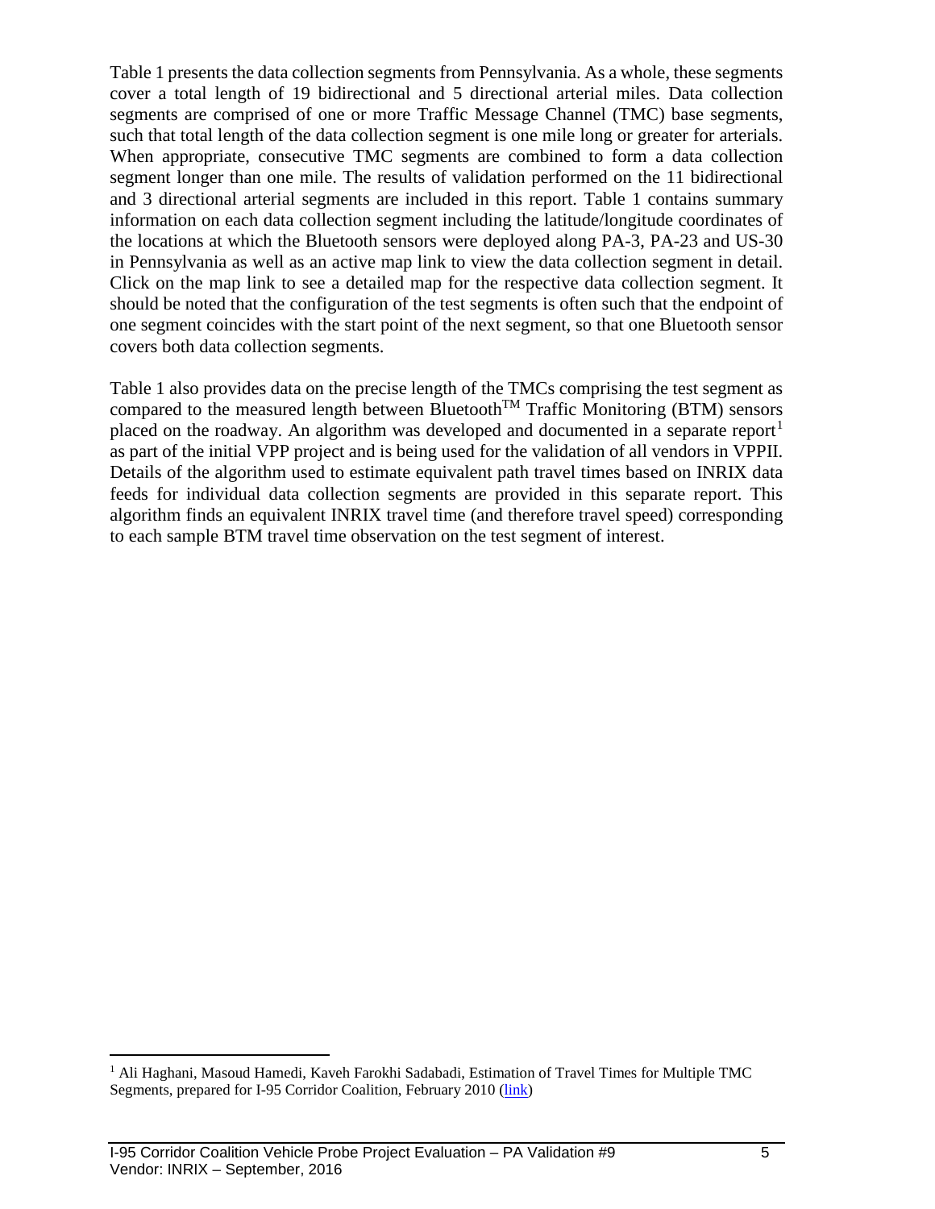Table 1 presents the data collection segments from Pennsylvania. As a whole, these segments cover a total length of 19 bidirectional and 5 directional arterial miles. Data collection segments are comprised of one or more Traffic Message Channel (TMC) base segments, such that total length of the data collection segment is one mile long or greater for arterials. When appropriate, consecutive TMC segments are combined to form a data collection segment longer than one mile. The results of validation performed on the 11 bidirectional and 3 directional arterial segments are included in this report. Table 1 contains summary information on each data collection segment including the latitude/longitude coordinates of the locations at which the Bluetooth sensors were deployed along PA-3, PA-23 and US-30 in Pennsylvania as well as an active map link to view the data collection segment in detail. Click on the map link to see a detailed map for the respective data collection segment. It should be noted that the configuration of the test segments is often such that the endpoint of one segment coincides with the start point of the next segment, so that one Bluetooth sensor covers both data collection segments.

Table 1 also provides data on the precise length of the TMCs comprising the test segment as compared to the measured length between Bluetooth™ Traffic Monitoring (BTM) sensors placed on the roadway. An algorithm was developed and documented in a separate report[1] as part of the initial VPP project and is being used for the validation of all vendors in VPPII. Details of the algorithm used to estimate equivalent path travel times based on INRIX data feeds for individual data collection segments are provided in this separate report. This algorithm finds an equivalent INRIX travel time (and therefore travel speed) corresponding to each sample BTM travel time observation on the test segment of interest.

[1] Ali Haghani, Masoud Hamedi, Kaveh Farokhi Sadabadi, Estimation of Travel Times for Multiple TMC Segments, prepared for I-95 Corridor Coalition, February 2010 (link)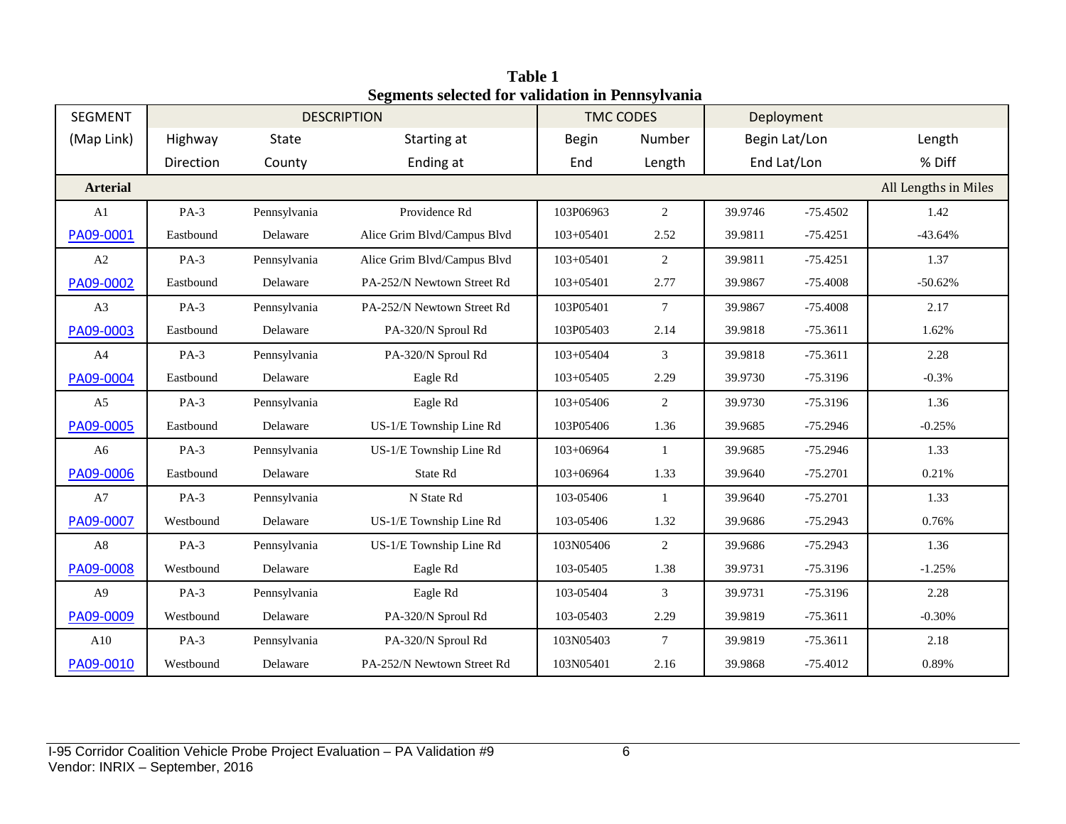**Table 1**
**Segments selected for validation in Pennsylvania**

| SEGMENT | DESCRIPTION | | | TMC CODES | | Deployment | | |
|---|---|---|---|---|---|---|---|---|
| (Map Link) | Highway | State | Starting at | Begin | Number | Begin Lat/Lon | | Length |
| | Direction | County | Ending at | End | Length | End Lat/Lon | | % Diff |
| **Arterial** | | | | | | | | All Lengths in Miles |
| A1 | PA-3 | Pennsylvania | Providence Rd | 103P06963 | 2 | 39.9746 | -75.4502 | 1.42 |
| PA09-0001 | Eastbound | Delaware | Alice Grim Blvd/Campus Blvd | 103+05401 | 2.52 | 39.9811 | -75.4251 | -43.64% |
| A2 | PA-3 | Pennsylvania | Alice Grim Blvd/Campus Blvd | 103+05401 | 2 | 39.9811 | -75.4251 | 1.37 |
| PA09-0002 | Eastbound | Delaware | PA-252/N Newtown Street Rd | 103+05401 | 2.77 | 39.9867 | -75.4008 | -50.62% |
| A3 | PA-3 | Pennsylvania | PA-252/N Newtown Street Rd | 103P05401 | 7 | 39.9867 | -75.4008 | 2.17 |
| PA09-0003 | Eastbound | Delaware | PA-320/N Sproul Rd | 103P05403 | 2.14 | 39.9818 | -75.3611 | 1.62% |
| A4 | PA-3 | Pennsylvania | PA-320/N Sproul Rd | 103+05404 | 3 | 39.9818 | -75.3611 | 2.28 |
| PA09-0004 | Eastbound | Delaware | Eagle Rd | 103+05405 | 2.29 | 39.9730 | -75.3196 | -0.3% |
| A5 | PA-3 | Pennsylvania | Eagle Rd | 103+05406 | 2 | 39.9730 | -75.3196 | 1.36 |
| PA09-0005 | Eastbound | Delaware | US-1/E Township Line Rd | 103P05406 | 1.36 | 39.9685 | -75.2946 | -0.25% |
| A6 | PA-3 | Pennsylvania | US-1/E Township Line Rd | 103+06964 | 1 | 39.9685 | -75.2946 | 1.33 |
| PA09-0006 | Eastbound | Delaware | State Rd | 103+06964 | 1.33 | 39.9640 | -75.2701 | 0.21% |
| A7 | PA-3 | Pennsylvania | N State Rd | 103-05406 | 1 | 39.9640 | -75.2701 | 1.33 |
| PA09-0007 | Westbound | Delaware | US-1/E Township Line Rd | 103-05406 | 1.32 | 39.9686 | -75.2943 | 0.76% |
| A8 | PA-3 | Pennsylvania | US-1/E Township Line Rd | 103N05406 | 2 | 39.9686 | -75.2943 | 1.36 |
| PA09-0008 | Westbound | Delaware | Eagle Rd | 103-05405 | 1.38 | 39.9731 | -75.3196 | -1.25% |
| A9 | PA-3 | Pennsylvania | Eagle Rd | 103-05404 | 3 | 39.9731 | -75.3196 | 2.28 |
| PA09-0009 | Westbound | Delaware | PA-320/N Sproul Rd | 103-05403 | 2.29 | 39.9819 | -75.3611 | -0.30% |
| A10 | PA-3 | Pennsylvania | PA-320/N Sproul Rd | 103N05403 | 7 | 39.9819 | -75.3611 | 2.18 |
| PA09-0010 | Westbound | Delaware | PA-252/N Newtown Street Rd | 103N05401 | 2.16 | 39.9868 | -75.4012 | 0.89% |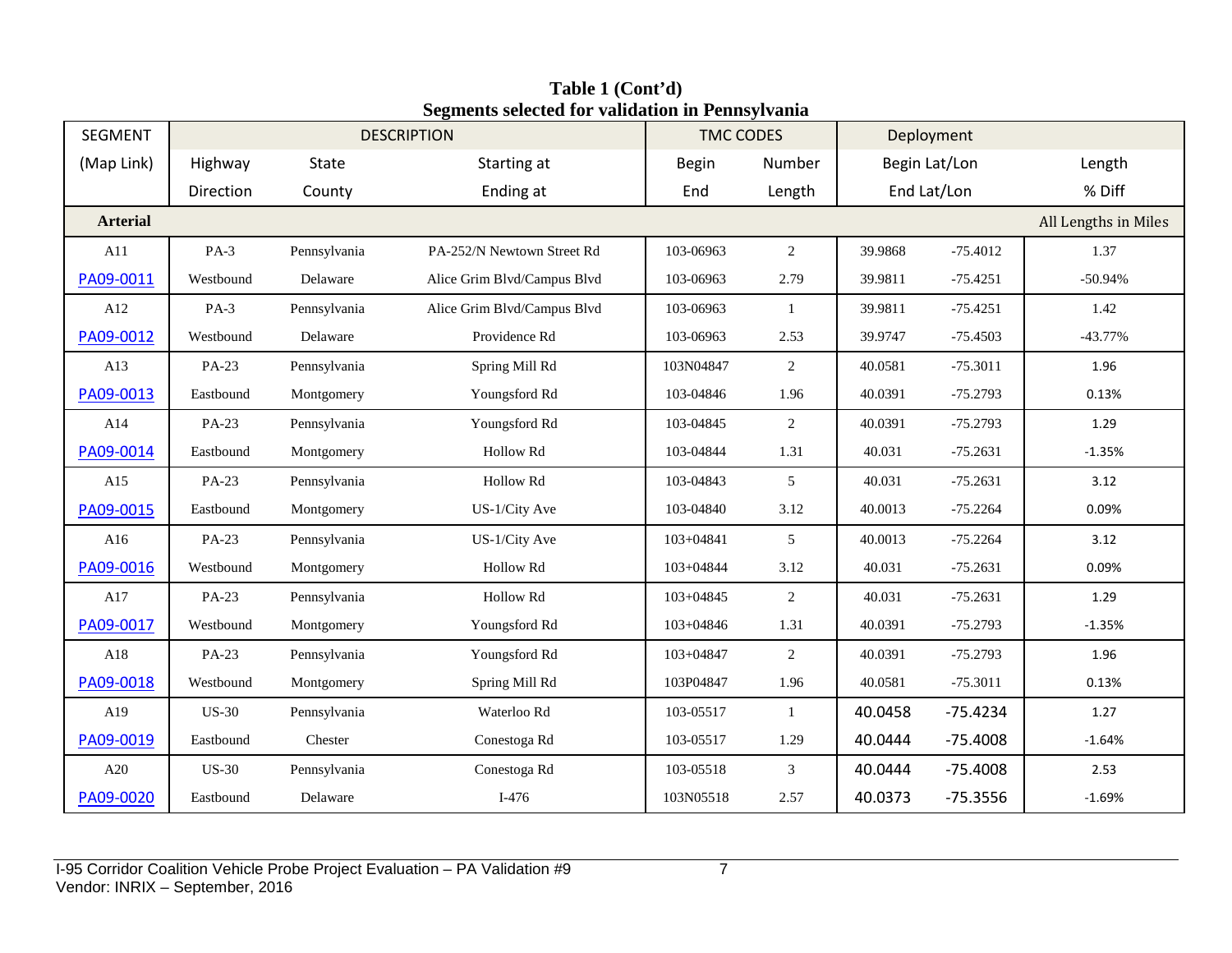**Table 1 (Cont'd)**
**Segments selected for validation in Pennsylvania**

| SEGMENT | DESCRIPTION | | | TMC CODES | | Deployment | | |
|---|---|---|---|---|---|---|---|---|
| (Map Link) | Highway | State | Starting at | Begin | Number | Begin Lat/Lon | | Length |
| | Direction | County | Ending at | End | Length | End Lat/Lon | | % Diff |
| **Arterial** | | | | | | | | All Lengths in Miles |
| A11 | PA-3 | Pennsylvania | PA-252/N Newtown Street Rd | 103-06963 | 2 | 39.9868 | -75.4012 | 1.37 |
| PA09-0011 | Westbound | Delaware | Alice Grim Blvd/Campus Blvd | 103-06963 | 2.79 | 39.9811 | -75.4251 | -50.94% |
| A12 | PA-3 | Pennsylvania | Alice Grim Blvd/Campus Blvd | 103-06963 | 1 | 39.9811 | -75.4251 | 1.42 |
| PA09-0012 | Westbound | Delaware | Providence Rd | 103-06963 | 2.53 | 39.9747 | -75.4503 | -43.77% |
| A13 | PA-23 | Pennsylvania | Spring Mill Rd | 103N04847 | 2 | 40.0581 | -75.3011 | 1.96 |
| PA09-0013 | Eastbound | Montgomery | Youngsford Rd | 103-04846 | 1.96 | 40.0391 | -75.2793 | 0.13% |
| A14 | PA-23 | Pennsylvania | Youngsford Rd | 103-04845 | 2 | 40.0391 | -75.2793 | 1.29 |
| PA09-0014 | Eastbound | Montgomery | Hollow Rd | 103-04844 | 1.31 | 40.031 | -75.2631 | -1.35% |
| A15 | PA-23 | Pennsylvania | Hollow Rd | 103-04843 | 5 | 40.031 | -75.2631 | 3.12 |
| PA09-0015 | Eastbound | Montgomery | US-1/City Ave | 103-04840 | 3.12 | 40.0013 | -75.2264 | 0.09% |
| A16 | PA-23 | Pennsylvania | US-1/City Ave | 103+04841 | 5 | 40.0013 | -75.2264 | 3.12 |
| PA09-0016 | Westbound | Montgomery | Hollow Rd | 103+04844 | 3.12 | 40.031 | -75.2631 | 0.09% |
| A17 | PA-23 | Pennsylvania | Hollow Rd | 103+04845 | 2 | 40.031 | -75.2631 | 1.29 |
| PA09-0017 | Westbound | Montgomery | Youngsford Rd | 103+04846 | 1.31 | 40.0391 | -75.2793 | -1.35% |
| A18 | PA-23 | Pennsylvania | Youngsford Rd | 103+04847 | 2 | 40.0391 | -75.2793 | 1.96 |
| PA09-0018 | Westbound | Montgomery | Spring Mill Rd | 103P04847 | 1.96 | 40.0581 | -75.3011 | 0.13% |
| A19 | US-30 | Pennsylvania | Waterloo Rd | 103-05517 | 1 | 40.0458 | -75.4234 | 1.27 |
| PA09-0019 | Eastbound | Chester | Conestoga Rd | 103-05517 | 1.29 | 40.0444 | -75.4008 | -1.64% |
| A20 | US-30 | Pennsylvania | Conestoga Rd | 103-05518 | 3 | 40.0444 | -75.4008 | 2.53 |
| PA09-0020 | Eastbound | Delaware | I-476 | 103N05518 | 2.57 | 40.0373 | -75.3556 | -1.69% |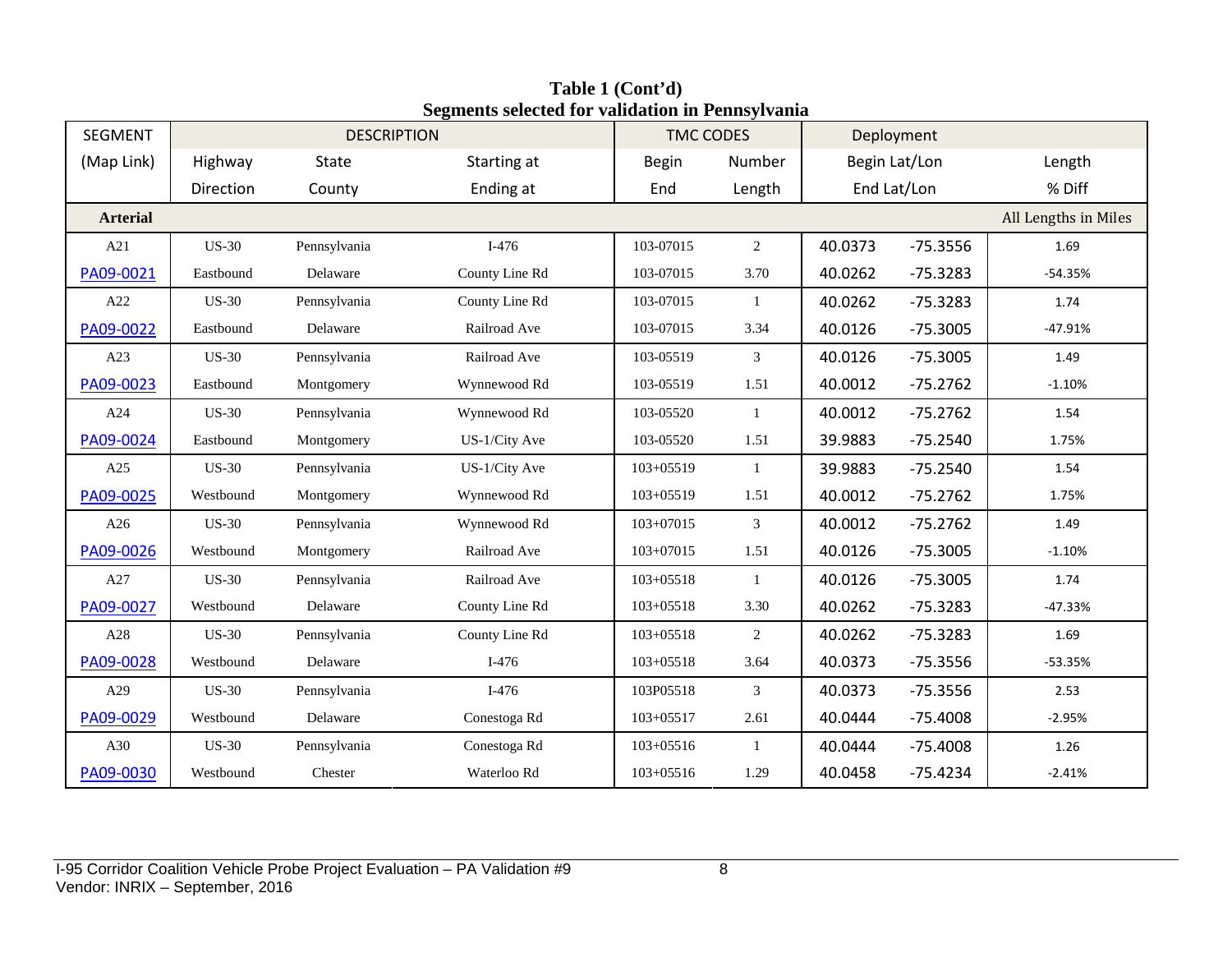**Table 1 (Cont'd)**
**Segments selected for validation in Pennsylvania**

| SEGMENT | DESCRIPTION | | | TMC CODES | | Deployment | | |
|---|---|---|---|---|---|---|---|---|
| (Map Link) | Highway | State | Starting at | Begin | Number | Begin Lat/Lon | | Length |
| | Direction | County | Ending at | End | Length | End Lat/Lon | | % Diff |
| **Arterial** | | | | | | | | All Lengths in Miles |
| A21 | US-30 | Pennsylvania | I-476 | 103-07015 | 2 | 40.0373 | -75.3556 | 1.69 |
| PA09-0021 | Eastbound | Delaware | County Line Rd | 103-07015 | 3.70 | 40.0262 | -75.3283 | -54.35% |
| A22 | US-30 | Pennsylvania | County Line Rd | 103-07015 | 1 | 40.0262 | -75.3283 | 1.74 |
| PA09-0022 | Eastbound | Delaware | Railroad Ave | 103-07015 | 3.34 | 40.0126 | -75.3005 | -47.91% |
| A23 | US-30 | Pennsylvania | Railroad Ave | 103-05519 | 3 | 40.0126 | -75.3005 | 1.49 |
| PA09-0023 | Eastbound | Montgomery | Wynnewood Rd | 103-05519 | 1.51 | 40.0012 | -75.2762 | -1.10% |
| A24 | US-30 | Pennsylvania | Wynnewood Rd | 103-05520 | 1 | 40.0012 | -75.2762 | 1.54 |
| PA09-0024 | Eastbound | Montgomery | US-1/City Ave | 103-05520 | 1.51 | 39.9883 | -75.2540 | 1.75% |
| A25 | US-30 | Pennsylvania | US-1/City Ave | 103+05519 | 1 | 39.9883 | -75.2540 | 1.54 |
| PA09-0025 | Westbound | Montgomery | Wynnewood Rd | 103+05519 | 1.51 | 40.0012 | -75.2762 | 1.75% |
| A26 | US-30 | Pennsylvania | Wynnewood Rd | 103+07015 | 3 | 40.0012 | -75.2762 | 1.49 |
| PA09-0026 | Westbound | Montgomery | Railroad Ave | 103+07015 | 1.51 | 40.0126 | -75.3005 | -1.10% |
| A27 | US-30 | Pennsylvania | Railroad Ave | 103+05518 | 1 | 40.0126 | -75.3005 | 1.74 |
| PA09-0027 | Westbound | Delaware | County Line Rd | 103+05518 | 3.30 | 40.0262 | -75.3283 | -47.33% |
| A28 | US-30 | Pennsylvania | County Line Rd | 103+05518 | 2 | 40.0262 | -75.3283 | 1.69 |
| PA09-0028 | Westbound | Delaware | I-476 | 103+05518 | 3.64 | 40.0373 | -75.3556 | -53.35% |
| A29 | US-30 | Pennsylvania | I-476 | 103P05518 | 3 | 40.0373 | -75.3556 | 2.53 |
| PA09-0029 | Westbound | Delaware | Conestoga Rd | 103+05517 | 2.61 | 40.0444 | -75.4008 | -2.95% |
| A30 | US-30 | Pennsylvania | Conestoga Rd | 103+05516 | 1 | 40.0444 | -75.4008 | 1.26 |
| PA09-0030 | Westbound | Chester | Waterloo Rd | 103+05516 | 1.29 | 40.0458 | -75.4234 | -2.41% |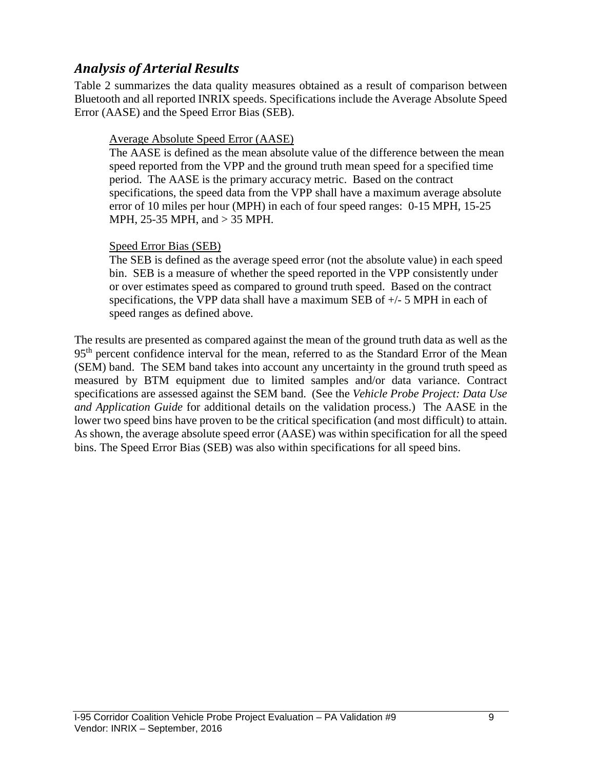## *Analysis of Arterial Results*

Table 2 summarizes the data quality measures obtained as a result of comparison between Bluetooth and all reported INRIX speeds. Specifications include the Average Absolute Speed Error (AASE) and the Speed Error Bias (SEB).

> Average Absolute Speed Error (AASE)
>
> The AASE is defined as the mean absolute value of the difference between the mean speed reported from the VPP and the ground truth mean speed for a specified time period. The AASE is the primary accuracy metric. Based on the contract specifications, the speed data from the VPP shall have a maximum average absolute error of 10 miles per hour (MPH) in each of four speed ranges: 0-15 MPH, 15-25 MPH, 25-35 MPH, and > 35 MPH.
>
> Speed Error Bias (SEB)
>
> The SEB is defined as the average speed error (not the absolute value) in each speed bin. SEB is a measure of whether the speed reported in the VPP consistently under or over estimates speed as compared to ground truth speed. Based on the contract specifications, the VPP data shall have a maximum SEB of +/- 5 MPH in each of speed ranges as defined above.

The results are presented as compared against the mean of the ground truth data as well as the 95th percent confidence interval for the mean, referred to as the Standard Error of the Mean (SEM) band. The SEM band takes into account any uncertainty in the ground truth speed as measured by BTM equipment due to limited samples and/or data variance. Contract specifications are assessed against the SEM band. (See the *Vehicle Probe Project: Data Use and Application Guide* for additional details on the validation process.) The AASE in the lower two speed bins have proven to be the critical specification (and most difficult) to attain. As shown, the average absolute speed error (AASE) was within specification for all the speed bins. The Speed Error Bias (SEB) was also within specifications for all speed bins.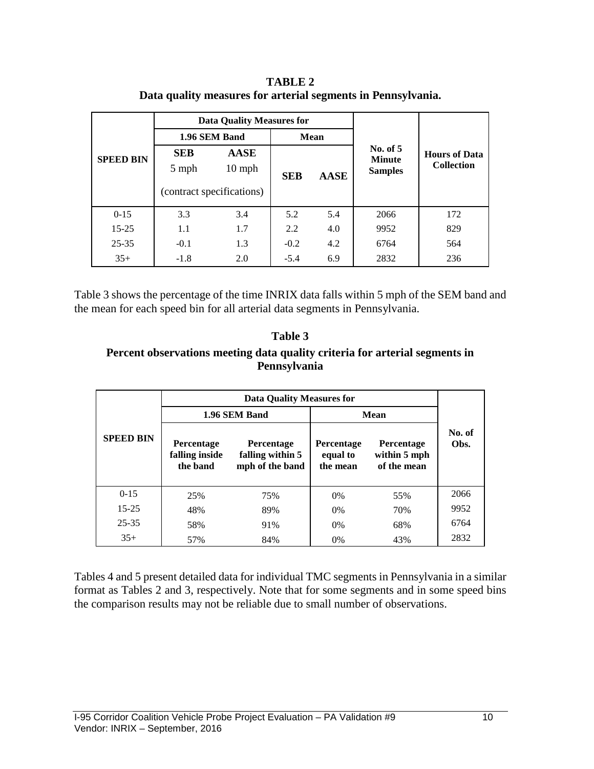**TABLE 2**
**Data quality measures for arterial segments in Pennsylvania.**

| SPEED BIN | Data Quality Measures for | | | | No. of 5 Minute Samples | Hours of Data Collection |
|---|---|---|---|---|---|---|
| | 1.96 SEM Band | | Mean | | | |
| | SEB 5 mph (contract specifications) | AASE 10 mph (contract specifications) | SEB | AASE | | |
| 0-15 | 3.3 | 3.4 | 5.2 | 5.4 | 2066 | 172 |
| 15-25 | 1.1 | 1.7 | 2.2 | 4.0 | 9952 | 829 |
| 25-35 | -0.1 | 1.3 | -0.2 | 4.2 | 6764 | 564 |
| 35+ | -1.8 | 2.0 | -5.4 | 6.9 | 2832 | 236 |

Table 3 shows the percentage of the time INRIX data falls within 5 mph of the SEM band and the mean for each speed bin for all arterial data segments in Pennsylvania.

**Table 3**
**Percent observations meeting data quality criteria for arterial segments in Pennsylvania**

| SPEED BIN | Data Quality Measures for | | | | No. of Obs. |
|---|---|---|---|---|---|
| | 1.96 SEM Band | | Mean | | |
| | Percentage falling inside the band | Percentage falling within 5 mph of the band | Percentage equal to the mean | Percentage within 5 mph of the mean | |
| 0-15 | 25% | 75% | 0% | 55% | 2066 |
| 15-25 | 48% | 89% | 0% | 70% | 9952 |
| 25-35 | 58% | 91% | 0% | 68% | 6764 |
| 35+ | 57% | 84% | 0% | 43% | 2832 |

Tables 4 and 5 present detailed data for individual TMC segments in Pennsylvania in a similar format as Tables 2 and 3, respectively. Note that for some segments and in some speed bins the comparison results may not be reliable due to small number of observations.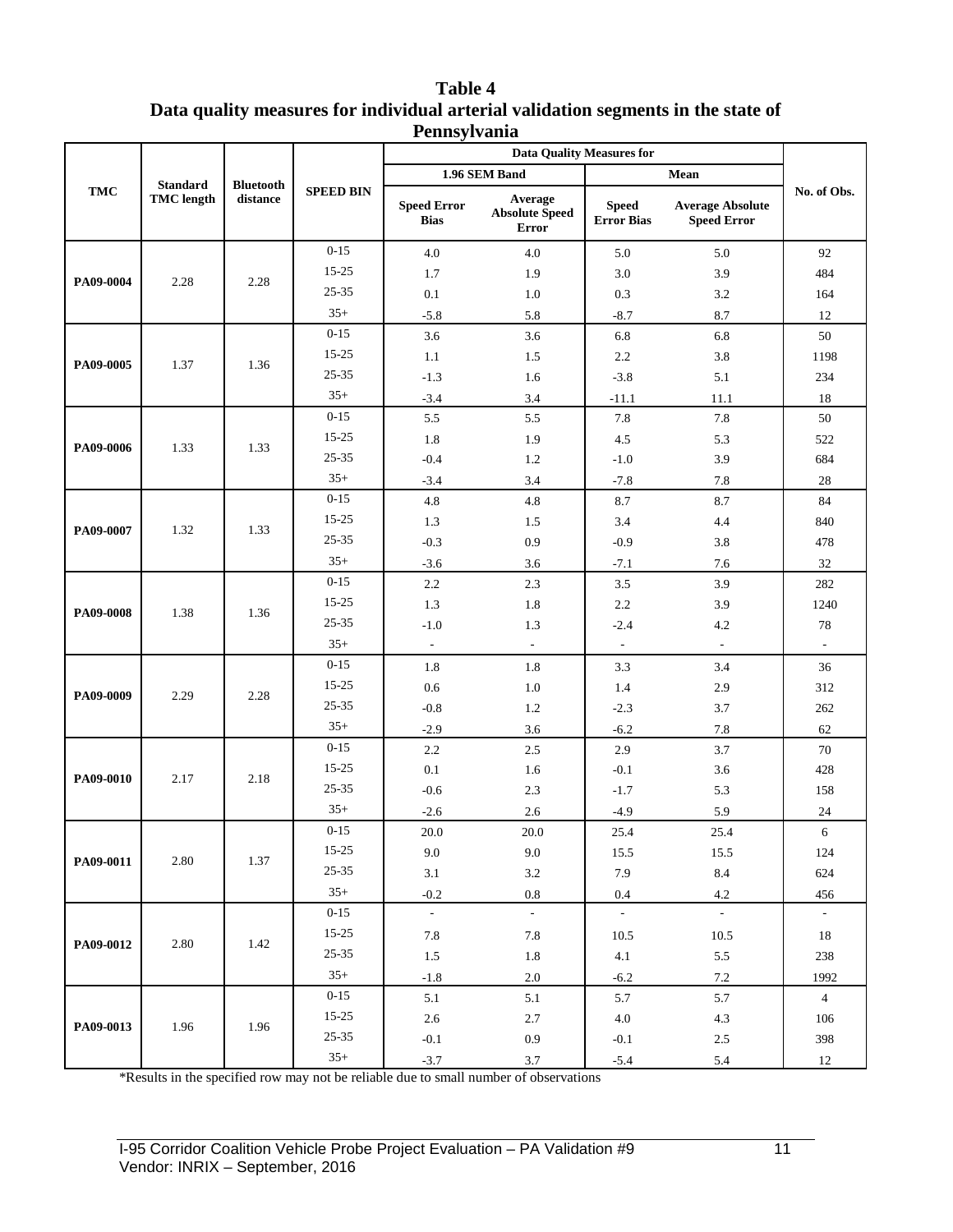**Table 4**
**Data quality measures for individual arterial validation segments in the state of Pennsylvania**

| TMC | Standard TMC length | Bluetooth distance | SPEED BIN | Data Quality Measures for | | | | No. of Obs. |
|---|---|---|---|---|---|---|---|---|
| | | | | 1.96 SEM Band | | Mean | | |
| | | | | Speed Error Bias | Average Absolute Speed Error | Speed Error Bias | Average Absolute Speed Error | |
| PA09-0004 | 2.28 | 2.28 | 0-15 | 4.0 | 4.0 | 5.0 | 5.0 | 92 |
| | | | 15-25 | 1.7 | 1.9 | 3.0 | 3.9 | 484 |
| | | | 25-35 | 0.1 | 1.0 | 0.3 | 3.2 | 164 |
| | | | 35+ | -5.8 | 5.8 | -8.7 | 8.7 | 12 |
| PA09-0005 | 1.37 | 1.36 | 0-15 | 3.6 | 3.6 | 6.8 | 6.8 | 50 |
| | | | 15-25 | 1.1 | 1.5 | 2.2 | 3.8 | 1198 |
| | | | 25-35 | -1.3 | 1.6 | -3.8 | 5.1 | 234 |
| | | | 35+ | -3.4 | 3.4 | -11.1 | 11.1 | 18 |
| PA09-0006 | 1.33 | 1.33 | 0-15 | 5.5 | 5.5 | 7.8 | 7.8 | 50 |
| | | | 15-25 | 1.8 | 1.9 | 4.5 | 5.3 | 522 |
| | | | 25-35 | -0.4 | 1.2 | -1.0 | 3.9 | 684 |
| | | | 35+ | -3.4 | 3.4 | -7.8 | 7.8 | 28 |
| PA09-0007 | 1.32 | 1.33 | 0-15 | 4.8 | 4.8 | 8.7 | 8.7 | 84 |
| | | | 15-25 | 1.3 | 1.5 | 3.4 | 4.4 | 840 |
| | | | 25-35 | -0.3 | 0.9 | -0.9 | 3.8 | 478 |
| | | | 35+ | -3.6 | 3.6 | -7.1 | 7.6 | 32 |
| PA09-0008 | 1.38 | 1.36 | 0-15 | 2.2 | 2.3 | 3.5 | 3.9 | 282 |
| | | | 15-25 | 1.3 | 1.8 | 2.2 | 3.9 | 1240 |
| | | | 25-35 | -1.0 | 1.3 | -2.4 | 4.2 | 78 |
| | | | 35+ | - | - | - | - | - |
| PA09-0009 | 2.29 | 2.28 | 0-15 | 1.8 | 1.8 | 3.3 | 3.4 | 36 |
| | | | 15-25 | 0.6 | 1.0 | 1.4 | 2.9 | 312 |
| | | | 25-35 | -0.8 | 1.2 | -2.3 | 3.7 | 262 |
| | | | 35+ | -2.9 | 3.6 | -6.2 | 7.8 | 62 |
| PA09-0010 | 2.17 | 2.18 | 0-15 | 2.2 | 2.5 | 2.9 | 3.7 | 70 |
| | | | 15-25 | 0.1 | 1.6 | -0.1 | 3.6 | 428 |
| | | | 25-35 | -0.6 | 2.3 | -1.7 | 5.3 | 158 |
| | | | 35+ | -2.6 | 2.6 | -4.9 | 5.9 | 24 |
| PA09-0011 | 2.80 | 1.37 | 0-15 | 20.0 | 20.0 | 25.4 | 25.4 | 6 |
| | | | 15-25 | 9.0 | 9.0 | 15.5 | 15.5 | 124 |
| | | | 25-35 | 3.1 | 3.2 | 7.9 | 8.4 | 624 |
| | | | 35+ | -0.2 | 0.8 | 0.4 | 4.2 | 456 |
| PA09-0012 | 2.80 | 1.42 | 0-15 | - | - | - | - | - |
| | | | 15-25 | 7.8 | 7.8 | 10.5 | 10.5 | 18 |
| | | | 25-35 | 1.5 | 1.8 | 4.1 | 5.5 | 238 |
| | | | 35+ | -1.8 | 2.0 | -6.2 | 7.2 | 1992 |
| PA09-0013 | 1.96 | 1.96 | 0-15 | 5.1 | 5.1 | 5.7 | 5.7 | 4 |
| | | | 15-25 | 2.6 | 2.7 | 4.0 | 4.3 | 106 |
| | | | 25-35 | -0.1 | 0.9 | -0.1 | 2.5 | 398 |
| | | | 35+ | -3.7 | 3.7 | -5.4 | 5.4 | 12 |

*Results in the specified row may not be reliable due to small number of observations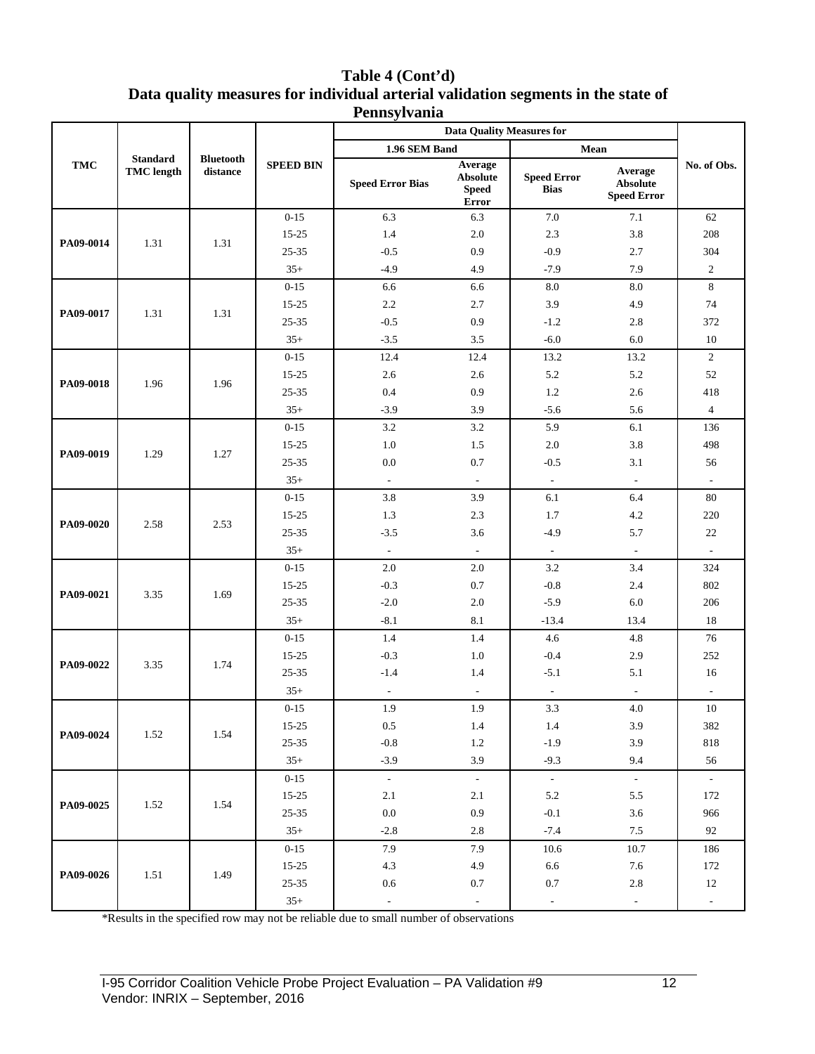# Table 4 (Cont'd)
## Data quality measures for individual arterial validation segments in the state of Pennsylvania

| TMC | Standard TMC length | Bluetooth distance | SPEED BIN | Data Quality Measures for | | | | No. of Obs. |
|---|---|---|---|---|---|---|---|---|
| | | | | 1.96 SEM Band | | Mean | | |
| | | | | Speed Error Bias | Average Absolute Speed Error | Speed Error Bias | Average Absolute Speed Error | |
| PA09-0014 | 1.31 | 1.31 | 0-15 | 6.3 | 6.3 | 7.0 | 7.1 | 62 |
| | | | 15-25 | 1.4 | 2.0 | 2.3 | 3.8 | 208 |
| | | | 25-35 | -0.5 | 0.9 | -0.9 | 2.7 | 304 |
| | | | 35+ | -4.9 | 4.9 | -7.9 | 7.9 | 2 |
| PA09-0017 | 1.31 | 1.31 | 0-15 | 6.6 | 6.6 | 8.0 | 8.0 | 8 |
| | | | 15-25 | 2.2 | 2.7 | 3.9 | 4.9 | 74 |
| | | | 25-35 | -0.5 | 0.9 | -1.2 | 2.8 | 372 |
| | | | 35+ | -3.5 | 3.5 | -6.0 | 6.0 | 10 |
| PA09-0018 | 1.96 | 1.96 | 0-15 | 12.4 | 12.4 | 13.2 | 13.2 | 2 |
| | | | 15-25 | 2.6 | 2.6 | 5.2 | 5.2 | 52 |
| | | | 25-35 | 0.4 | 0.9 | 1.2 | 2.6 | 418 |
| | | | 35+ | -3.9 | 3.9 | -5.6 | 5.6 | 4 |
| PA09-0019 | 1.29 | 1.27 | 0-15 | 3.2 | 3.2 | 5.9 | 6.1 | 136 |
| | | | 15-25 | 1.0 | 1.5 | 2.0 | 3.8 | 498 |
| | | | 25-35 | 0.0 | 0.7 | -0.5 | 3.1 | 56 |
| | | | 35+ | - | - | - | - | - |
| PA09-0020 | 2.58 | 2.53 | 0-15 | 3.8 | 3.9 | 6.1 | 6.4 | 80 |
| | | | 15-25 | 1.3 | 2.3 | 1.7 | 4.2 | 220 |
| | | | 25-35 | -3.5 | 3.6 | -4.9 | 5.7 | 22 |
| | | | 35+ | - | - | - | - | - |
| PA09-0021 | 3.35 | 1.69 | 0-15 | 2.0 | 2.0 | 3.2 | 3.4 | 324 |
| | | | 15-25 | -0.3 | 0.7 | -0.8 | 2.4 | 802 |
| | | | 25-35 | -2.0 | 2.0 | -5.9 | 6.0 | 206 |
| | | | 35+ | -8.1 | 8.1 | -13.4 | 13.4 | 18 |
| PA09-0022 | 3.35 | 1.74 | 0-15 | 1.4 | 1.4 | 4.6 | 4.8 | 76 |
| | | | 15-25 | -0.3 | 1.0 | -0.4 | 2.9 | 252 |
| | | | 25-35 | -1.4 | 1.4 | -5.1 | 5.1 | 16 |
| | | | 35+ | - | - | - | - | - |
| PA09-0024 | 1.52 | 1.54 | 0-15 | 1.9 | 1.9 | 3.3 | 4.0 | 10 |
| | | | 15-25 | 0.5 | 1.4 | 1.4 | 3.9 | 382 |
| | | | 25-35 | -0.8 | 1.2 | -1.9 | 3.9 | 818 |
| | | | 35+ | -3.9 | 3.9 | -9.3 | 9.4 | 56 |
| PA09-0025 | 1.52 | 1.54 | 0-15 | - | - | - | - | - |
| | | | 15-25 | 2.1 | 2.1 | 5.2 | 5.5 | 172 |
| | | | 25-35 | 0.0 | 0.9 | -0.1 | 3.6 | 966 |
| | | | 35+ | -2.8 | 2.8 | -7.4 | 7.5 | 92 |
| PA09-0026 | 1.51 | 1.49 | 0-15 | 7.9 | 7.9 | 10.6 | 10.7 | 186 |
| | | | 15-25 | 4.3 | 4.9 | 6.6 | 7.6 | 172 |
| | | | 25-35 | 0.6 | 0.7 | 0.7 | 2.8 | 12 |
| | | | 35+ | - | - | - | - | - |

*Results in the specified row may not be reliable due to small number of observations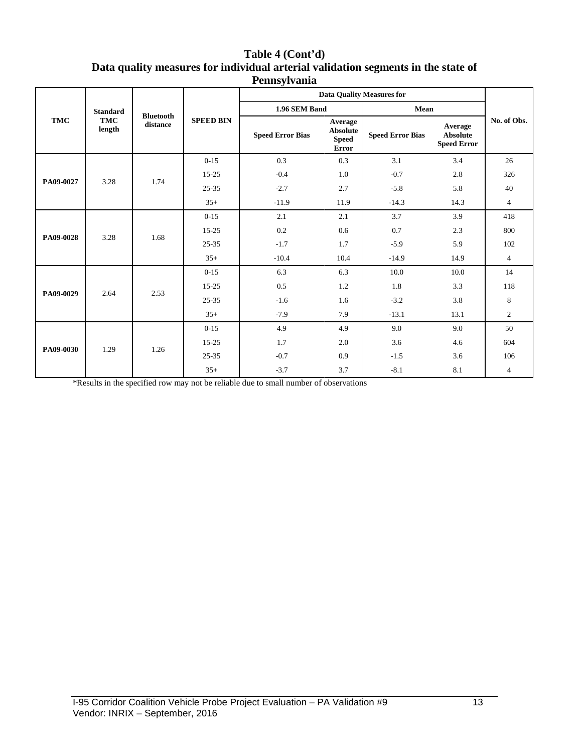**Table 4 (Cont'd)**
**Data quality measures for individual arterial validation segments in the state of Pennsylvania**

| TMC | Standard TMC length | Bluetooth distance | SPEED BIN | Data Quality Measures for | | | | No. of Obs. |
|---|---|---|---|---|---|---|---|---|
| | | | | 1.96 SEM Band | | Mean | | |
| | | | | Speed Error Bias | Average Absolute Speed Error | Speed Error Bias | Average Absolute Speed Error | |
| PA09-0027 | 3.28 | 1.74 | 0-15 | 0.3 | 0.3 | 3.1 | 3.4 | 26 |
| | | | 15-25 | -0.4 | 1.0 | -0.7 | 2.8 | 326 |
| | | | 25-35 | -2.7 | 2.7 | -5.8 | 5.8 | 40 |
| | | | 35+ | -11.9 | 11.9 | -14.3 | 14.3 | 4 |
| PA09-0028 | 3.28 | 1.68 | 0-15 | 2.1 | 2.1 | 3.7 | 3.9 | 418 |
| | | | 15-25 | 0.2 | 0.6 | 0.7 | 2.3 | 800 |
| | | | 25-35 | -1.7 | 1.7 | -5.9 | 5.9 | 102 |
| | | | 35+ | -10.4 | 10.4 | -14.9 | 14.9 | 4 |
| PA09-0029 | 2.64 | 2.53 | 0-15 | 6.3 | 6.3 | 10.0 | 10.0 | 14 |
| | | | 15-25 | 0.5 | 1.2 | 1.8 | 3.3 | 118 |
| | | | 25-35 | -1.6 | 1.6 | -3.2 | 3.8 | 8 |
| | | | 35+ | -7.9 | 7.9 | -13.1 | 13.1 | 2 |
| PA09-0030 | 1.29 | 1.26 | 0-15 | 4.9 | 4.9 | 9.0 | 9.0 | 50 |
| | | | 15-25 | 1.7 | 2.0 | 3.6 | 4.6 | 604 |
| | | | 25-35 | -0.7 | 0.9 | -1.5 | 3.6 | 106 |
| | | | 35+ | -3.7 | 3.7 | -8.1 | 8.1 | 4 |

*Results in the specified row may not be reliable due to small number of observations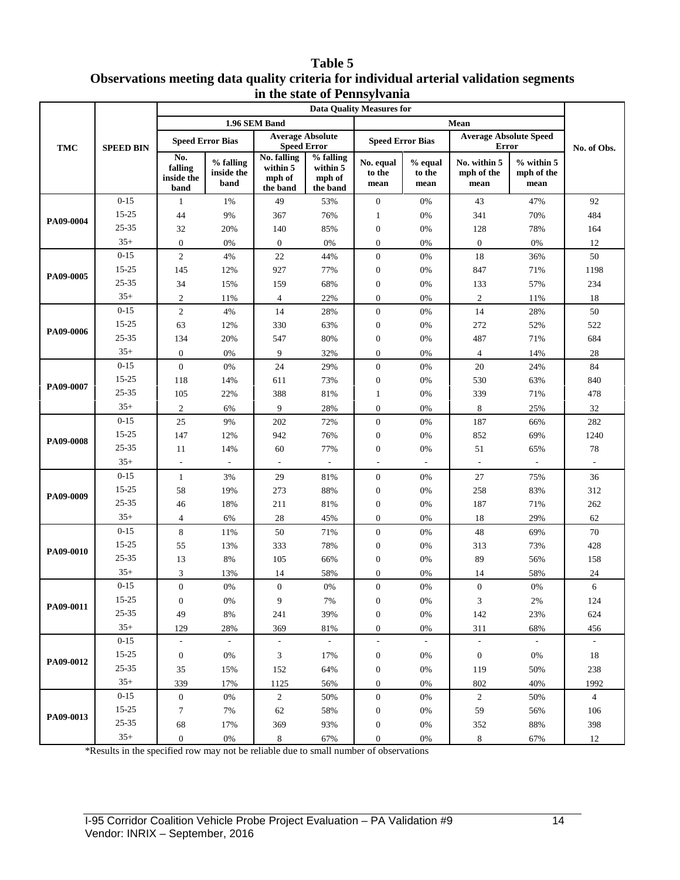# Table 5

## Observations meeting data quality criteria for individual arterial validation segments in the state of Pennsylvania

| TMC | SPEED BIN | Data Quality Measures for | | | | | | | | No. of Obs. |
|---|---|---|---|---|---|---|---|---|---|---|
| | | 1.96 SEM Band | | | | Mean | | | | |
| | | Speed Error Bias | | Average Absolute Speed Error | | Speed Error Bias | | Average Absolute Speed Error | | |
| | | No. falling inside the band | % falling inside the band | No. falling within 5 mph of the band | % falling within 5 mph of the band | No. equal to the mean | % equal to the mean | No. within 5 mph of the mean | % within 5 mph of the mean | |
| PA09-0004 | 0-15 | 1 | 1% | 49 | 53% | 0 | 0% | 43 | 47% | 92 |
| | 15-25 | 44 | 9% | 367 | 76% | 1 | 0% | 341 | 70% | 484 |
| | 25-35 | 32 | 20% | 140 | 85% | 0 | 0% | 128 | 78% | 164 |
| | 35+ | 0 | 0% | 0 | 0% | 0 | 0% | 0 | 0% | 12 |
| PA09-0005 | 0-15 | 2 | 4% | 22 | 44% | 0 | 0% | 18 | 36% | 50 |
| | 15-25 | 145 | 12% | 927 | 77% | 0 | 0% | 847 | 71% | 1198 |
| | 25-35 | 34 | 15% | 159 | 68% | 0 | 0% | 133 | 57% | 234 |
| | 35+ | 2 | 11% | 4 | 22% | 0 | 0% | 2 | 11% | 18 |
| PA09-0006 | 0-15 | 2 | 4% | 14 | 28% | 0 | 0% | 14 | 28% | 50 |
| | 15-25 | 63 | 12% | 330 | 63% | 0 | 0% | 272 | 52% | 522 |
| | 25-35 | 134 | 20% | 547 | 80% | 0 | 0% | 487 | 71% | 684 |
| | 35+ | 0 | 0% | 9 | 32% | 0 | 0% | 4 | 14% | 28 |
| PA09-0007 | 0-15 | 0 | 0% | 24 | 29% | 0 | 0% | 20 | 24% | 84 |
| | 15-25 | 118 | 14% | 611 | 73% | 0 | 0% | 530 | 63% | 840 |
| | 25-35 | 105 | 22% | 388 | 81% | 1 | 0% | 339 | 71% | 478 |
| | 35+ | 2 | 6% | 9 | 28% | 0 | 0% | 8 | 25% | 32 |
| PA09-0008 | 0-15 | 25 | 9% | 202 | 72% | 0 | 0% | 187 | 66% | 282 |
| | 15-25 | 147 | 12% | 942 | 76% | 0 | 0% | 852 | 69% | 1240 |
| | 25-35 | 11 | 14% | 60 | 77% | 0 | 0% | 51 | 65% | 78 |
| | 35+ | - | - | - | - | - | - | - | - | - |
| PA09-0009 | 0-15 | 1 | 3% | 29 | 81% | 0 | 0% | 27 | 75% | 36 |
| | 15-25 | 58 | 19% | 273 | 88% | 0 | 0% | 258 | 83% | 312 |
| | 25-35 | 46 | 18% | 211 | 81% | 0 | 0% | 187 | 71% | 262 |
| | 35+ | 4 | 6% | 28 | 45% | 0 | 0% | 18 | 29% | 62 |
| PA09-0010 | 0-15 | 8 | 11% | 50 | 71% | 0 | 0% | 48 | 69% | 70 |
| | 15-25 | 55 | 13% | 333 | 78% | 0 | 0% | 313 | 73% | 428 |
| | 25-35 | 13 | 8% | 105 | 66% | 0 | 0% | 89 | 56% | 158 |
| | 35+ | 3 | 13% | 14 | 58% | 0 | 0% | 14 | 58% | 24 |
| PA09-0011 | 0-15 | 0 | 0% | 0 | 0% | 0 | 0% | 0 | 0% | 6 |
| | 15-25 | 0 | 0% | 9 | 7% | 0 | 0% | 3 | 2% | 124 |
| | 25-35 | 49 | 8% | 241 | 39% | 0 | 0% | 142 | 23% | 624 |
| | 35+ | 129 | 28% | 369 | 81% | 0 | 0% | 311 | 68% | 456 |
| PA09-0012 | 0-15 | - | - | - | - | - | - | - | - | - |
| | 15-25 | 0 | 0% | 3 | 17% | 0 | 0% | 0 | 0% | 18 |
| | 25-35 | 35 | 15% | 152 | 64% | 0 | 0% | 119 | 50% | 238 |
| | 35+ | 339 | 17% | 1125 | 56% | 0 | 0% | 802 | 40% | 1992 |
| PA09-0013 | 0-15 | 0 | 0% | 2 | 50% | 0 | 0% | 2 | 50% | 4 |
| | 15-25 | 7 | 7% | 62 | 58% | 0 | 0% | 59 | 56% | 106 |
| | 25-35 | 68 | 17% | 369 | 93% | 0 | 0% | 352 | 88% | 398 |
| | 35+ | 0 | 0% | 8 | 67% | 0 | 0% | 8 | 67% | 12 |

*Results in the specified row may not be reliable due to small number of observations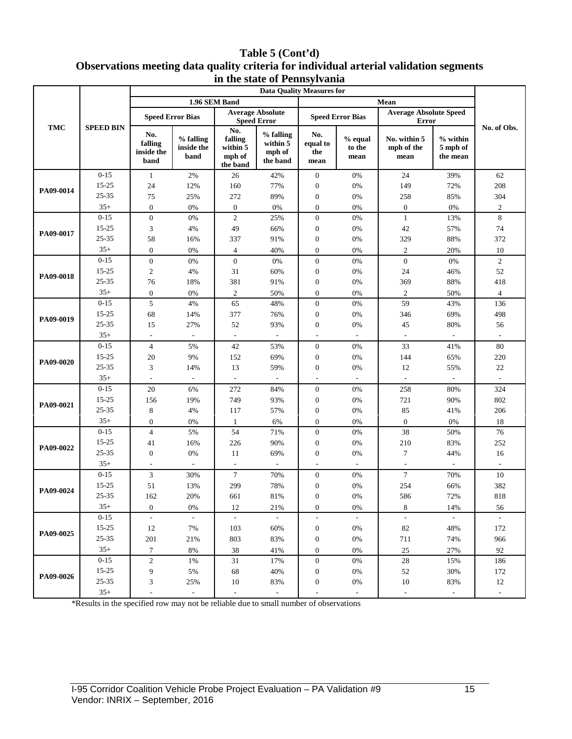# Table 5 (Cont'd)
## Observations meeting data quality criteria for individual arterial validation segments in the state of Pennsylvania

| TMC | SPEED BIN | Data Quality Measures for | | | | | | | | No. of Obs. |
|---|---|---|---|---|---|---|---|---|---|---|
| | | 1.96 SEM Band | | | | Mean | | | | |
| | | Speed Error Bias | | Average Absolute Speed Error | | Speed Error Bias | | Average Absolute Speed Error | | |
| | | No. falling inside the band | % falling inside the band | No. falling within 5 mph of the band | % falling within 5 mph of the band | No. equal to the mean | % equal to the mean | No. within 5 mph of the mean | % within 5 mph of the mean | |
| PA09-0014 | 0-15 | 1 | 2% | 26 | 42% | 0 | 0% | 24 | 39% | 62 |
| | 15-25 | 24 | 12% | 160 | 77% | 0 | 0% | 149 | 72% | 208 |
| | 25-35 | 75 | 25% | 272 | 89% | 0 | 0% | 258 | 85% | 304 |
| | 35+ | 0 | 0% | 0 | 0% | 0 | 0% | 0 | 0% | 2 |
| PA09-0017 | 0-15 | 0 | 0% | 2 | 25% | 0 | 0% | 1 | 13% | 8 |
| | 15-25 | 3 | 4% | 49 | 66% | 0 | 0% | 42 | 57% | 74 |
| | 25-35 | 58 | 16% | 337 | 91% | 0 | 0% | 329 | 88% | 372 |
| | 35+ | 0 | 0% | 4 | 40% | 0 | 0% | 2 | 20% | 10 |
| PA09-0018 | 0-15 | 0 | 0% | 0 | 0% | 0 | 0% | 0 | 0% | 2 |
| | 15-25 | 2 | 4% | 31 | 60% | 0 | 0% | 24 | 46% | 52 |
| | 25-35 | 76 | 18% | 381 | 91% | 0 | 0% | 369 | 88% | 418 |
| | 35+ | 0 | 0% | 2 | 50% | 0 | 0% | 2 | 50% | 4 |
| PA09-0019 | 0-15 | 5 | 4% | 65 | 48% | 0 | 0% | 59 | 43% | 136 |
| | 15-25 | 68 | 14% | 377 | 76% | 0 | 0% | 346 | 69% | 498 |
| | 25-35 | 15 | 27% | 52 | 93% | 0 | 0% | 45 | 80% | 56 |
| | 35+ | - | - | - | - | - | - | - | - | - |
| PA09-0020 | 0-15 | 4 | 5% | 42 | 53% | 0 | 0% | 33 | 41% | 80 |
| | 15-25 | 20 | 9% | 152 | 69% | 0 | 0% | 144 | 65% | 220 |
| | 25-35 | 3 | 14% | 13 | 59% | 0 | 0% | 12 | 55% | 22 |
| | 35+ | - | - | - | - | - | - | - | - | - |
| PA09-0021 | 0-15 | 20 | 6% | 272 | 84% | 0 | 0% | 258 | 80% | 324 |
| | 15-25 | 156 | 19% | 749 | 93% | 0 | 0% | 721 | 90% | 802 |
| | 25-35 | 8 | 4% | 117 | 57% | 0 | 0% | 85 | 41% | 206 |
| | 35+ | 0 | 0% | 1 | 6% | 0 | 0% | 0 | 0% | 18 |
| PA09-0022 | 0-15 | 4 | 5% | 54 | 71% | 0 | 0% | 38 | 50% | 76 |
| | 15-25 | 41 | 16% | 226 | 90% | 0 | 0% | 210 | 83% | 252 |
| | 25-35 | 0 | 0% | 11 | 69% | 0 | 0% | 7 | 44% | 16 |
| | 35+ | - | - | - | - | - | - | - | - | - |
| PA09-0024 | 0-15 | 3 | 30% | 7 | 70% | 0 | 0% | 7 | 70% | 10 |
| | 15-25 | 51 | 13% | 299 | 78% | 0 | 0% | 254 | 66% | 382 |
| | 25-35 | 162 | 20% | 661 | 81% | 0 | 0% | 586 | 72% | 818 |
| | 35+ | 0 | 0% | 12 | 21% | 0 | 0% | 8 | 14% | 56 |
| PA09-0025 | 0-15 | - | - | - | - | - | - | - | - | - |
| | 15-25 | 12 | 7% | 103 | 60% | 0 | 0% | 82 | 48% | 172 |
| | 25-35 | 201 | 21% | 803 | 83% | 0 | 0% | 711 | 74% | 966 |
| | 35+ | 7 | 8% | 38 | 41% | 0 | 0% | 25 | 27% | 92 |
| PA09-0026 | 0-15 | 2 | 1% | 31 | 17% | 0 | 0% | 28 | 15% | 186 |
| | 15-25 | 9 | 5% | 68 | 40% | 0 | 0% | 52 | 30% | 172 |
| | 25-35 | 3 | 25% | 10 | 83% | 0 | 0% | 10 | 83% | 12 |
| | 35+ | - | - | - | - | - | - | - | - | - |

*Results in the specified row may not be reliable due to small number of observations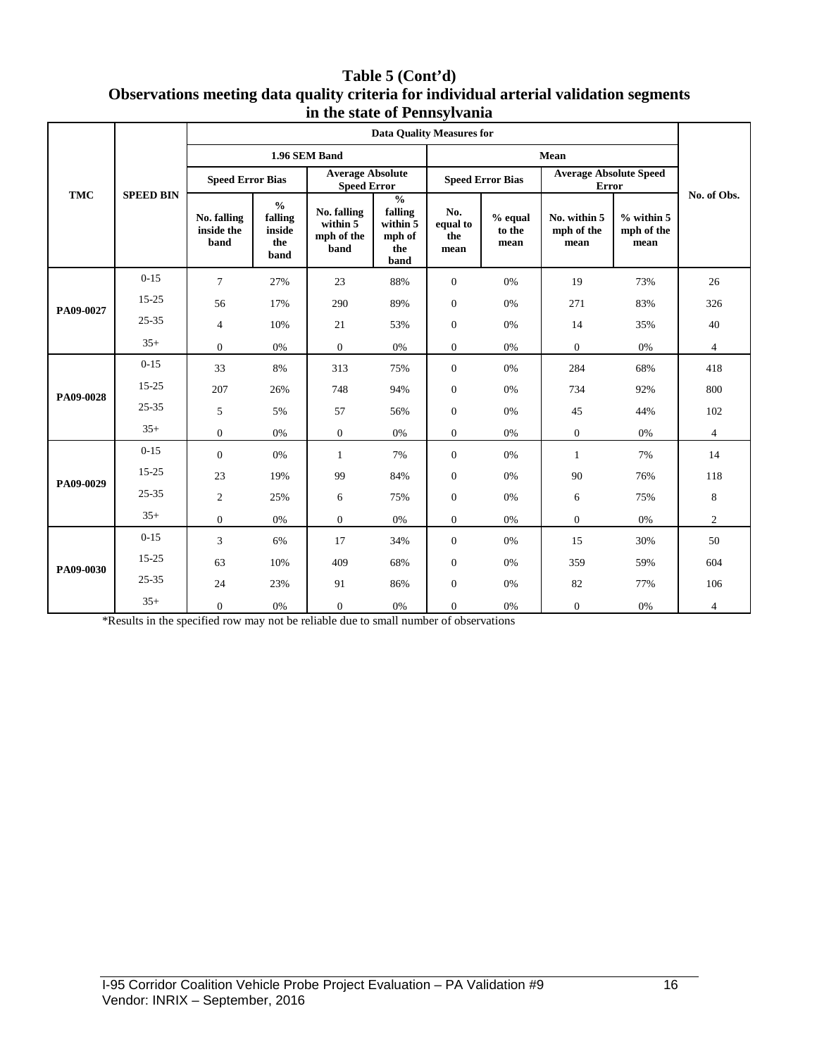# Table 5 (Cont'd)
## Observations meeting data quality criteria for individual arterial validation segments in the state of Pennsylvania

| TMC | SPEED BIN | Data Quality Measures for | | | | | | | | No. of Obs. |
|---|---|---|---|---|---|---|---|---|---|---|
| | | 1.96 SEM Band | | | | Mean | | | | |
| | | Speed Error Bias | | Average Absolute Speed Error | | Speed Error Bias | | Average Absolute Speed Error | | |
| | | No. falling inside the band | % falling inside the band | No. falling within 5 mph of the band | % falling within 5 mph of the band | No. equal to the mean | % equal to the mean | No. within 5 mph of the mean | % within 5 mph of the mean | |
| PA09-0027 | 0-15 | 7 | 27% | 23 | 88% | 0 | 0% | 19 | 73% | 26 |
| | 15-25 | 56 | 17% | 290 | 89% | 0 | 0% | 271 | 83% | 326 |
| | 25-35 | 4 | 10% | 21 | 53% | 0 | 0% | 14 | 35% | 40 |
| | 35+ | 0 | 0% | 0 | 0% | 0 | 0% | 0 | 0% | 4 |
| PA09-0028 | 0-15 | 33 | 8% | 313 | 75% | 0 | 0% | 284 | 68% | 418 |
| | 15-25 | 207 | 26% | 748 | 94% | 0 | 0% | 734 | 92% | 800 |
| | 25-35 | 5 | 5% | 57 | 56% | 0 | 0% | 45 | 44% | 102 |
| | 35+ | 0 | 0% | 0 | 0% | 0 | 0% | 0 | 0% | 4 |
| PA09-0029 | 0-15 | 0 | 0% | 1 | 7% | 0 | 0% | 1 | 7% | 14 |
| | 15-25 | 23 | 19% | 99 | 84% | 0 | 0% | 90 | 76% | 118 |
| | 25-35 | 2 | 25% | 6 | 75% | 0 | 0% | 6 | 75% | 8 |
| | 35+ | 0 | 0% | 0 | 0% | 0 | 0% | 0 | 0% | 2 |
| PA09-0030 | 0-15 | 3 | 6% | 17 | 34% | 0 | 0% | 15 | 30% | 50 |
| | 15-25 | 63 | 10% | 409 | 68% | 0 | 0% | 359 | 59% | 604 |
| | 25-35 | 24 | 23% | 91 | 86% | 0 | 0% | 82 | 77% | 106 |
| | 35+ | 0 | 0% | 0 | 0% | 0 | 0% | 0 | 0% | 4 |

*Results in the specified row may not be reliable due to small number of observations